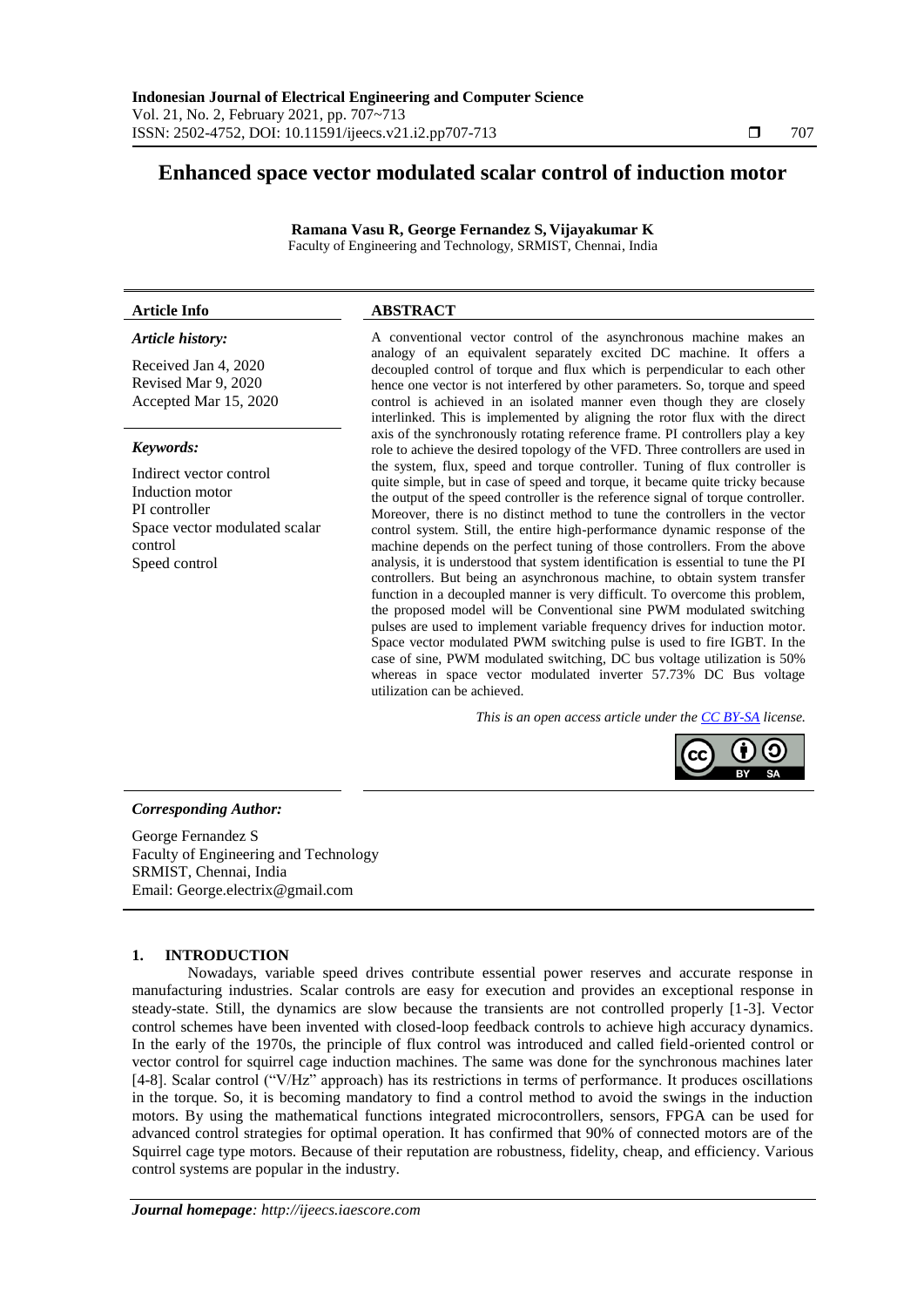# Enhanced space vector modulated scalar control of induction motor

**Ramana Vasu R, George Fernandez S, Vijayakumar K**
Faculty of Engineering and Technology, SRMIST, Chennai, India

**Article Info**

***Article history:***

Received Jan 4, 2020
Revised Mar 9, 2020
Accepted Mar 15, 2020

***Keywords:***

Indirect vector control
Induction motor
PI controller
Space vector modulated scalar control
Speed control

**ABSTRACT**

A conventional vector control of the asynchronous machine makes an analogy of an equivalent separately excited DC machine. It offers a decoupled control of torque and flux which is perpendicular to each other hence one vector is not interfered by other parameters. So, torque and speed control is achieved in an isolated manner even though they are closely interlinked. This is implemented by aligning the rotor flux with the direct axis of the synchronously rotating reference frame. PI controllers play a key role to achieve the desired topology of the VFD. Three controllers are used in the system, flux, speed and torque controller. Tuning of flux controller is quite simple, but in case of speed and torque, it became quite tricky because the output of the speed controller is the reference signal of torque controller. Moreover, there is no distinct method to tune the controllers in the vector control system. Still, the entire high-performance dynamic response of the machine depends on the perfect tuning of those controllers. From the above analysis, it is understood that system identification is essential to tune the PI controllers. But being an asynchronous machine, to obtain system transfer function in a decoupled manner is very difficult. To overcome this problem, the proposed model will be Conventional sine PWM modulated switching pulses are used to implement variable frequency drives for induction motor. Space vector modulated PWM switching pulse is used to fire IGBT. In the case of sine, PWM modulated switching, DC bus voltage utilization is 50% whereas in space vector modulated inverter 57.73% DC Bus voltage utilization can be achieved.

*This is an open access article under the CC BY-SA license.*

***Corresponding Author:***

George Fernandez S
Faculty of Engineering and Technology
SRMIST, Chennai, India
Email: George.electrix@gmail.com

## 1. INTRODUCTION

Nowadays, variable speed drives contribute essential power reserves and accurate response in manufacturing industries. Scalar controls are easy for execution and provides an exceptional response in steady-state. Still, the dynamics are slow because the transients are not controlled properly [1-3]. Vector control schemes have been invented with closed-loop feedback controls to achieve high accuracy dynamics. In the early of the 1970s, the principle of flux control was introduced and called field-oriented control or vector control for squirrel cage induction machines. The same was done for the synchronous machines later [4-8]. Scalar control ("V/Hz" approach) has its restrictions in terms of performance. It produces oscillations in the torque. So, it is becoming mandatory to find a control method to avoid the swings in the induction motors. By using the mathematical functions integrated microcontrollers, sensors, FPGA can be used for advanced control strategies for optimal operation. It has confirmed that 90% of connected motors are of the Squirrel cage type motors. Because of their reputation are robustness, fidelity, cheap, and efficiency. Various control systems are popular in the industry.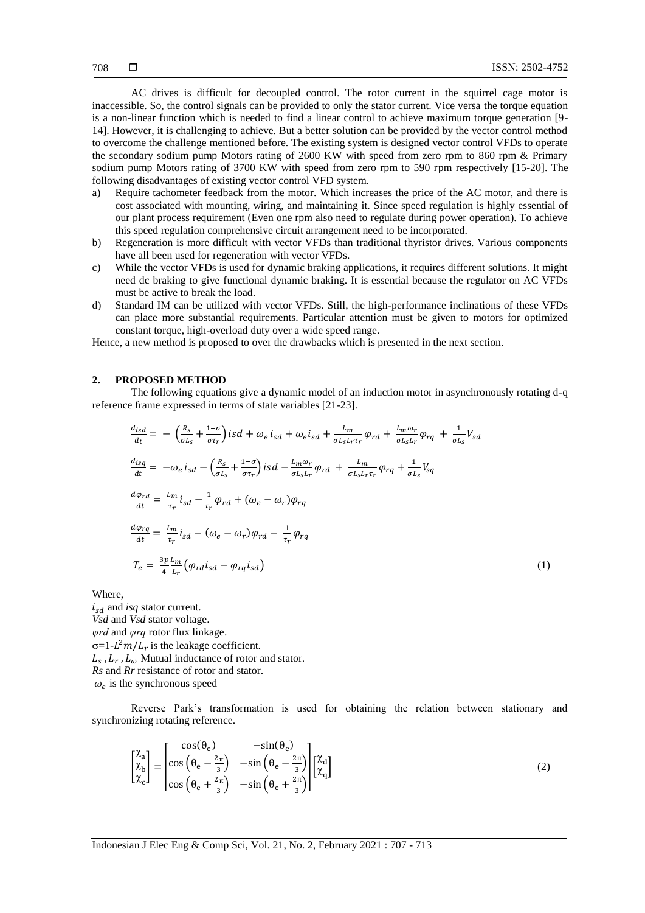AC drives is difficult for decoupled control. The rotor current in the squirrel cage motor is inaccessible. So, the control signals can be provided to only the stator current. Vice versa the torque equation is a non-linear function which is needed to find a linear control to achieve maximum torque generation [9-14]. However, it is challenging to achieve. But a better solution can be provided by the vector control method to overcome the challenge mentioned before. The existing system is designed vector control VFDs to operate the secondary sodium pump Motors rating of 2600 KW with speed from zero rpm to 860 rpm & Primary sodium pump Motors rating of 3700 KW with speed from zero rpm to 590 rpm respectively [15-20]. The following disadvantages of existing vector control VFD system.

a) Require tachometer feedback from the motor. Which increases the price of the AC motor, and there is cost associated with mounting, wiring, and maintaining it. Since speed regulation is highly essential of our plant process requirement (Even one rpm also need to regulate during power operation). To achieve this speed regulation comprehensive circuit arrangement need to be incorporated.
b) Regeneration is more difficult with vector VFDs than traditional thyristor drives. Various components have all been used for regeneration with vector VFDs.
c) While the vector VFDs is used for dynamic braking applications, it requires different solutions. It might need dc braking to give functional dynamic braking. It is essential because the regulator on AC VFDs must be active to break the load.
d) Standard IM can be utilized with vector VFDs. Still, the high-performance inclinations of these VFDs can place more substantial requirements. Particular attention must be given to motors for optimized constant torque, high-overload duty over a wide speed range.

Hence, a new method is proposed to over the drawbacks which is presented in the next section.

## 2. PROPOSED METHOD

The following equations give a dynamic model of an induction motor in asynchronously rotating d-q reference frame expressed in terms of state variables [21-23].

$$\frac{d_{isd}}{d_t} = -\left(\frac{R_s}{\sigma L_s} + \frac{1-\sigma}{\sigma \tau_r}\right) isd + \omega_e\, i_{sd} + \omega_e i_{sd} + \frac{L_m}{\sigma L_s L_r \tau_r}\varphi_{rd} + \frac{L_m \omega_r}{\sigma L_s L_r}\varphi_{rq} + \frac{1}{\sigma L_s}V_{sd}$$

$$\frac{d_{isq}}{dt} = -\omega_e\, i_{sd} - \left(\frac{R_s}{\sigma L_s} + \frac{1-\sigma}{\sigma \tau_r}\right) isd - \frac{L_m \omega_r}{\sigma L_s L_r}\varphi_{rd} + \frac{L_m}{\sigma L_s L_r \tau_r}\varphi_{rq} + \frac{1}{\sigma L_s}V_{sq}$$

$$\frac{d\varphi_{rd}}{dt} = \frac{L_m}{\tau_r} i_{sd} - \frac{1}{\tau_r}\varphi_{rd} + (\omega_e - \omega_r)\varphi_{rq}$$

$$\frac{d\varphi_{rq}}{dt} = \frac{L_m}{\tau_r} i_{sd} - (\omega_e - \omega_r)\varphi_{rd} - \frac{1}{\tau_r}\varphi_{rq}$$

$$T_e = \frac{3p}{4}\frac{L_m}{L_r}\left(\varphi_{rd} i_{sd} - \varphi_{rq} i_{sd}\right) \tag{1}$$

Where,
$i_{sd}$ and *isq* stator current.
*Vsd* and *Vsd* stator voltage.
*ψrd* and *ψrq* rotor flux linkage.
$\sigma = 1 - L^2 m / L_r$ is the leakage coefficient.
$L_s$, $L_r$, $L_\omega$ Mutual inductance of rotor and stator.
*Rs* and *Rr* resistance of rotor and stator.
$\omega_e$ is the synchronous speed

Reverse Park's transformation is used for obtaining the relation between stationary and synchronizing rotating reference.

$$\begin{bmatrix} \chi_a \\ \chi_b \\ \chi_c \end{bmatrix} = \begin{bmatrix} \cos(\theta_e) & -\sin(\theta_e) \\ \cos\left(\theta_e - \frac{2\pi}{3}\right) & -\sin\left(\theta_e - \frac{2\pi}{3}\right) \\ \cos\left(\theta_e + \frac{2\pi}{3}\right) & -\sin\left(\theta_e + \frac{2\pi}{3}\right) \end{bmatrix} \begin{bmatrix} \chi_d \\ \chi_q \end{bmatrix} \tag{2}$$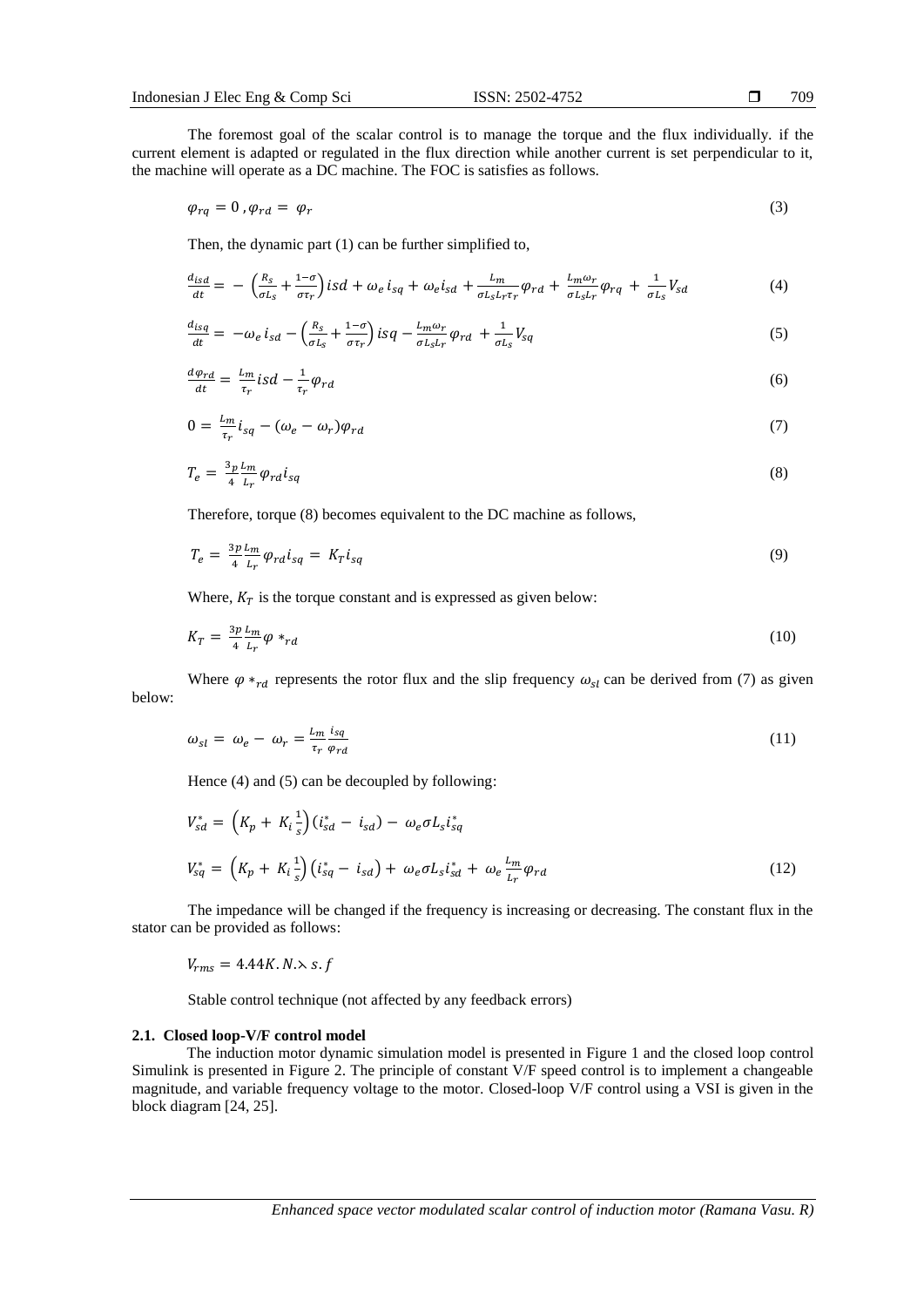The foremost goal of the scalar control is to manage the torque and the flux individually. if the current element is adapted or regulated in the flux direction while another current is set perpendicular to it, the machine will operate as a DC machine. The FOC is satisfies as follows.

$$\varphi_{rq} = 0 \, , \varphi_{rd} = \varphi_r \tag{3}$$

Then, the dynamic part (1) can be further simplified to,

$$\frac{d_{isd}}{dt} = -\left(\frac{R_s}{\sigma L_s} + \frac{1-\sigma}{\sigma \tau_r}\right) isd + \omega_e \, i_{sq} + \omega_e i_{sd} + \frac{L_m}{\sigma L_s L_r \tau_r} \varphi_{rd} + \frac{L_m \omega_r}{\sigma L_s L_r} \varphi_{rq} + \frac{1}{\sigma L_s} V_{sd} \tag{4}$$

$$\frac{d_{isq}}{dt} = -\omega_e \, i_{sd} - \left(\frac{R_s}{\sigma L_s} + \frac{1-\sigma}{\sigma \tau_r}\right) isq - \frac{L_m \omega_r}{\sigma L_s L_r} \varphi_{rd} + \frac{1}{\sigma L_s} V_{sq} \tag{5}$$

$$\frac{d\varphi_{rd}}{dt} = \frac{L_m}{\tau_r} isd - \frac{1}{\tau_r} \varphi_{rd} \tag{6}$$

$$0 = \frac{L_m}{\tau_r} i_{sq} - (\omega_e - \omega_r) \varphi_{rd} \tag{7}$$

$$T_e = \frac{3p}{4} \frac{L_m}{L_r} \varphi_{rd} i_{sq} \tag{8}$$

Therefore, torque (8) becomes equivalent to the DC machine as follows,

$$T_e = \frac{3p}{4} \frac{L_m}{L_r} \varphi_{rd} i_{sq} = K_T i_{sq} \tag{9}$$

Where, $K_T$ is the torque constant and is expressed as given below:

$$K_T = \frac{3p}{4} \frac{L_m}{L_r} \varphi *_{rd} \tag{10}$$

Where $\varphi *_{rd}$ represents the rotor flux and the slip frequency $\omega_{sl}$ can be derived from (7) as given below:

$$\omega_{sl} = \omega_e - \omega_r = \frac{L_m}{\tau_r} \frac{i_{sq}}{\varphi_{rd}} \tag{11}$$

Hence (4) and (5) can be decoupled by following:

$$V_{sd}^* = \left(K_p + K_i \frac{1}{s}\right)(i_{sd}^* - i_{sd}) - \omega_e \sigma L_s i_{sq}^*$$

$$V_{sq}^* = \left(K_p + K_i \frac{1}{s}\right)\left(i_{sq}^* - i_{sd}\right) + \omega_e \sigma L_s i_{sd}^* + \omega_e \frac{L_m}{Lr} \varphi_{rd} \tag{12}$$

The impedance will be changed if the frequency is increasing or decreasing. The constant flux in the stator can be provided as follows:

$V_{rms} = 4.44 K. N. \curlywedge s. f$

Stable control technique (not affected by any feedback errors)

### 2.1. Closed loop-V/F control model

The induction motor dynamic simulation model is presented in Figure 1 and the closed loop control Simulink is presented in Figure 2. The principle of constant V/F speed control is to implement a changeable magnitude, and variable frequency voltage to the motor. Closed-loop V/F control using a VSI is given in the block diagram [24, 25].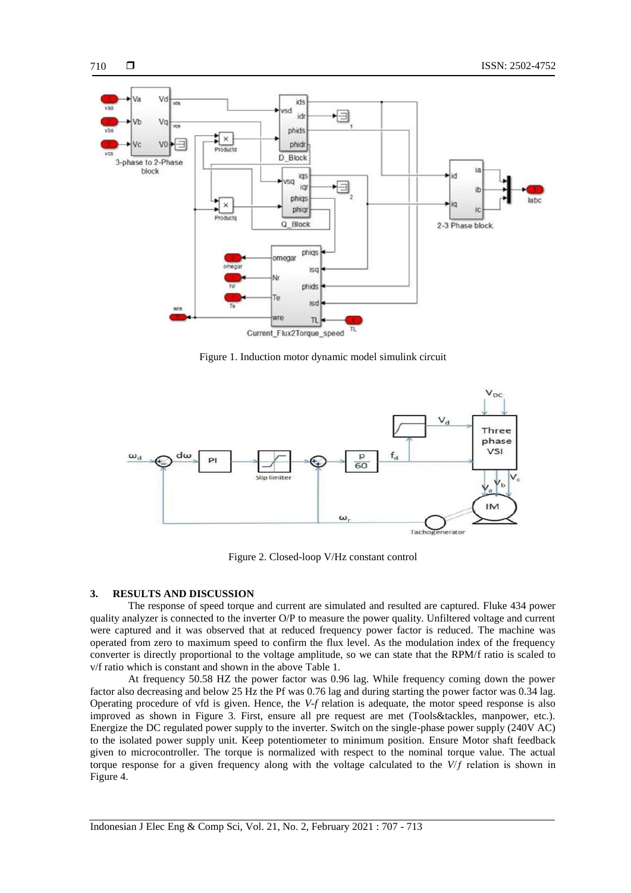Figure 1. Induction motor dynamic model simulink circuit

Figure 2. Closed-loop V/Hz constant control

## 3. RESULTS AND DISCUSSION

The response of speed torque and current are simulated and resulted are captured. Fluke 434 power quality analyzer is connected to the inverter O/P to measure the power quality. Unfiltered voltage and current were captured and it was observed that at reduced frequency power factor is reduced. The machine was operated from zero to maximum speed to confirm the flux level. As the modulation index of the frequency converter is directly proportional to the voltage amplitude, so we can state that the RPM/f ratio is scaled to v/f ratio which is constant and shown in the above Table 1.

At frequency 50.58 HZ the power factor was 0.96 lag. While frequency coming down the power factor also decreasing and below 25 Hz the Pf was 0.76 lag and during starting the power factor was 0.34 lag. Operating procedure of vfd is given. Hence, the *V-f* relation is adequate, the motor speed response is also improved as shown in Figure 3. First, ensure all pre request are met (Tools&tackles, manpower, etc.). Energize the DC regulated power supply to the inverter. Switch on the single-phase power supply (240V AC) to the isolated power supply unit. Keep potentiometer to minimum position. Ensure Motor shaft feedback given to microcontroller. The torque is normalized with respect to the nominal torque value. The actual torque response for a given frequency along with the voltage calculated to the $V/f$ relation is shown in Figure 4.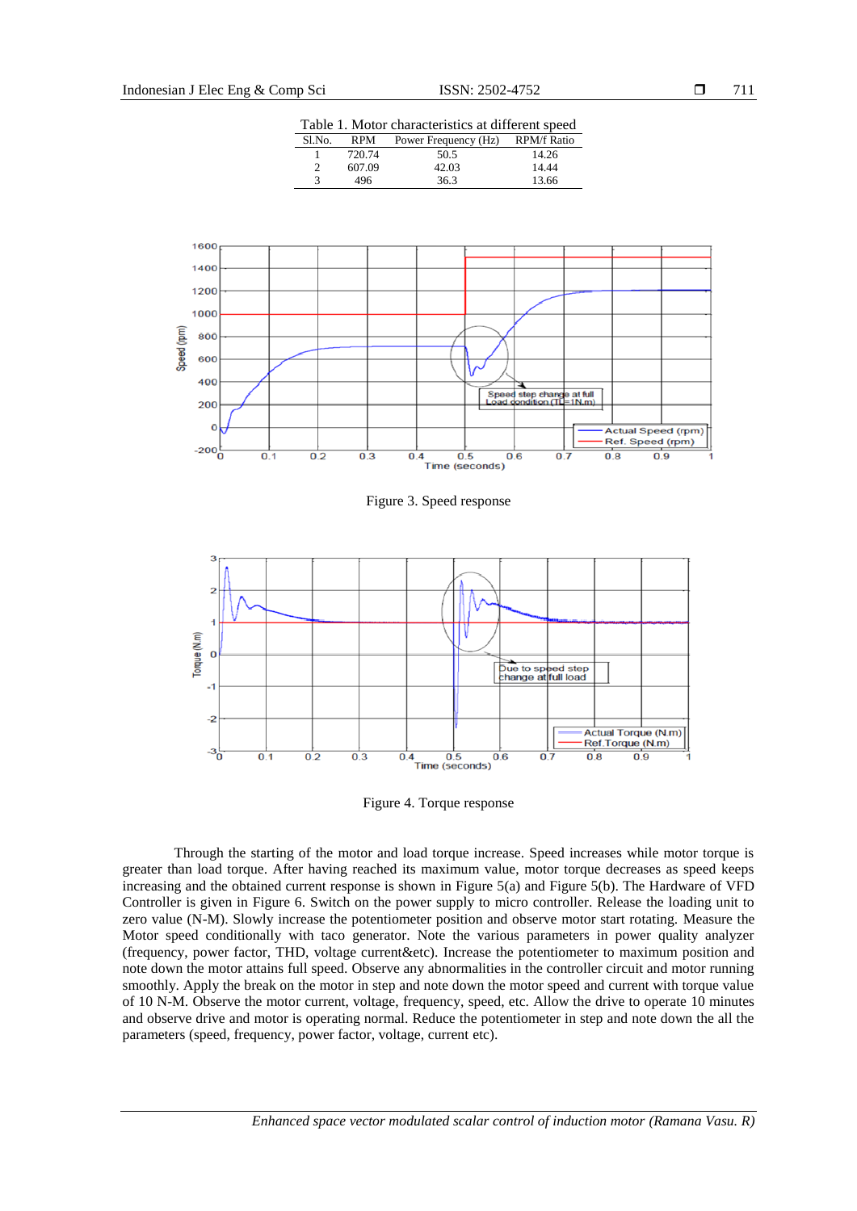Table 1. Motor characteristics at different speed

| Sl.No. | RPM | Power Frequency (Hz) | RPM/f Ratio |
|---|---|---|---|
| 1 | 720.74 | 50.5 | 14.26 |
| 2 | 607.09 | 42.03 | 14.44 |
| 3 | 496 | 36.3 | 13.66 |

Figure 3. Speed response

Figure 4. Torque response

Through the starting of the motor and load torque increase. Speed increases while motor torque is greater than load torque. After having reached its maximum value, motor torque decreases as speed keeps increasing and the obtained current response is shown in Figure 5(a) and Figure 5(b). The Hardware of VFD Controller is given in Figure 6. Switch on the power supply to micro controller. Release the loading unit to zero value (N-M). Slowly increase the potentiometer position and observe motor start rotating. Measure the Motor speed conditionally with taco generator. Note the various parameters in power quality analyzer (frequency, power factor, THD, voltage current&etc). Increase the potentiometer to maximum position and note down the motor attains full speed. Observe any abnormalities in the controller circuit and motor running smoothly. Apply the break on the motor in step and note down the motor speed and current with torque value of 10 N-M. Observe the motor current, voltage, frequency, speed, etc. Allow the drive to operate 10 minutes and observe drive and motor is operating normal. Reduce the potentiometer in step and note down the all the parameters (speed, frequency, power factor, voltage, current etc).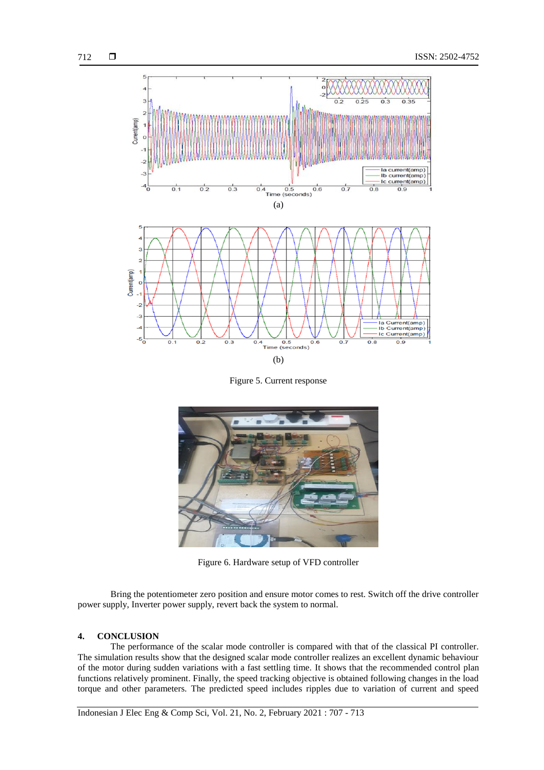(a)

(b)

Figure 5. Current response

Figure 6. Hardware setup of VFD controller

Bring the potentiometer zero position and ensure motor comes to rest. Switch off the drive controller power supply, Inverter power supply, revert back the system to normal.

## 4. CONCLUSION

The performance of the scalar mode controller is compared with that of the classical PI controller. The simulation results show that the designed scalar mode controller realizes an excellent dynamic behaviour of the motor during sudden variations with a fast settling time. It shows that the recommended control plan functions relatively prominent. Finally, the speed tracking objective is obtained following changes in the load torque and other parameters. The predicted speed includes ripples due to variation of current and speed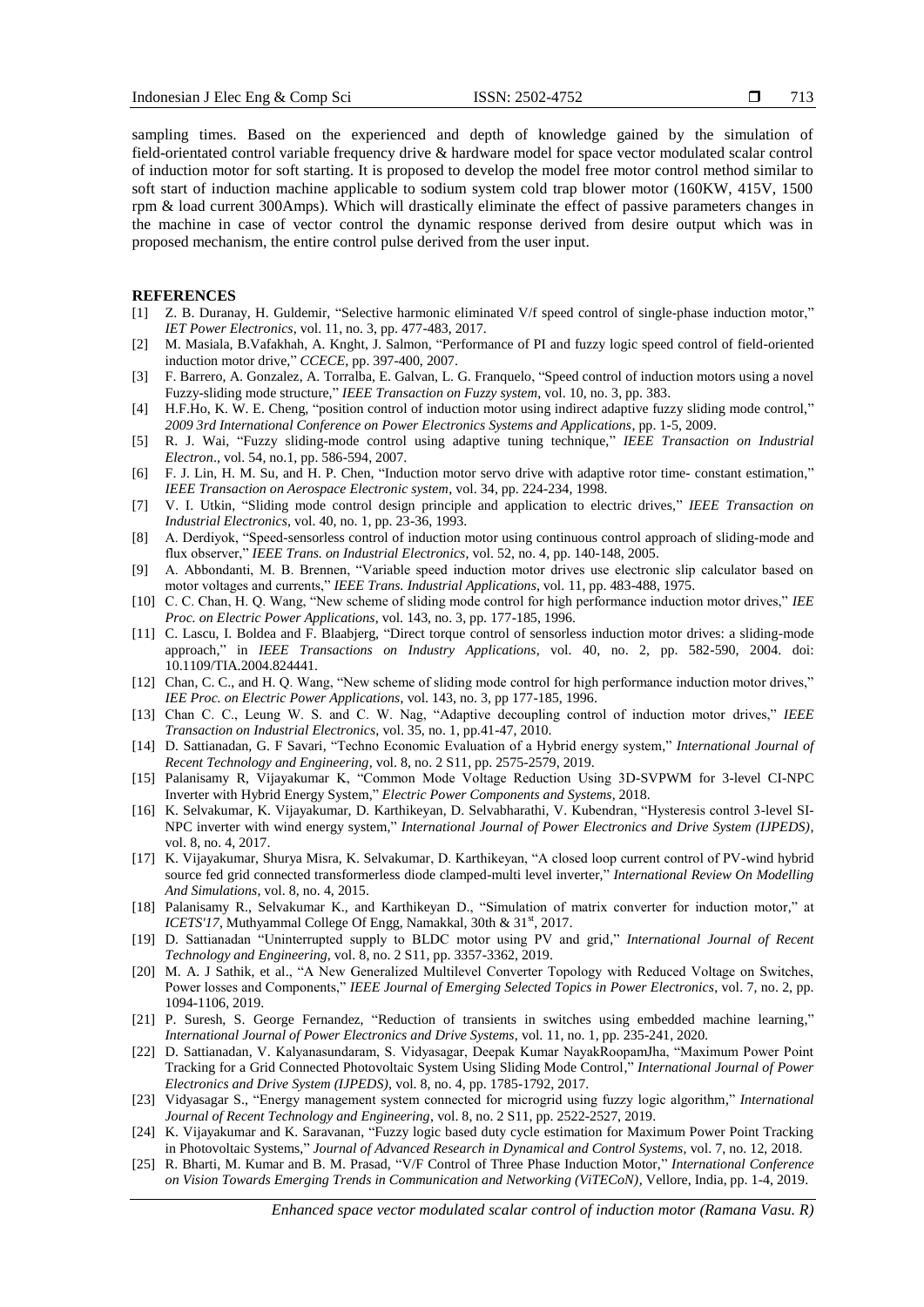sampling times. Based on the experienced and depth of knowledge gained by the simulation of field-orientated control variable frequency drive & hardware model for space vector modulated scalar control of induction motor for soft starting. It is proposed to develop the model free motor control method similar to soft start of induction machine applicable to sodium system cold trap blower motor (160KW, 415V, 1500 rpm & load current 300Amps). Which will drastically eliminate the effect of passive parameters changes in the machine in case of vector control the dynamic response derived from desire output which was in proposed mechanism, the entire control pulse derived from the user input.

## REFERENCES

[1] Z. B. Duranay, H. Guldemir, "Selective harmonic eliminated V/f speed control of single-phase induction motor," *IET Power Electronics*, vol. 11, no. 3, pp. 477-483, 2017.

[2] M. Masiala, B.Vafakhah, A. Knght, J. Salmon, "Performance of PI and fuzzy logic speed control of field-oriented induction motor drive," *CCECE*, pp. 397-400, 2007.

[3] F. Barrero, A. Gonzalez, A. Torralba, E. Galvan, L. G. Franquelo, "Speed control of induction motors using a novel Fuzzy-sliding mode structure," *IEEE Transaction on Fuzzy system*, vol. 10, no. 3, pp. 383.

[4] H.F.Ho, K. W. E. Cheng, "position control of induction motor using indirect adaptive fuzzy sliding mode control," *2009 3rd International Conference on Power Electronics Systems and Applications*, pp. 1-5, 2009.

[5] R. J. Wai, "Fuzzy sliding-mode control using adaptive tuning technique," *IEEE Transaction on Industrial Electron*., vol. 54, no.1, pp. 586-594, 2007.

[6] F. J. Lin, H. M. Su, and H. P. Chen, "Induction motor servo drive with adaptive rotor time- constant estimation," *IEEE Transaction on Aerospace Electronic system*, vol. 34, pp. 224-234, 1998.

[7] V. I. Utkin, "Sliding mode control design principle and application to electric drives," *IEEE Transaction on Industrial Electronics*, vol. 40, no. 1, pp. 23-36, 1993.

[8] A. Derdiyok, "Speed-sensorless control of induction motor using continuous control approach of sliding-mode and flux observer," *IEEE Trans. on Industrial Electronics*, vol. 52, no. 4, pp. 140-148, 2005.

[9] A. Abbondanti, M. B. Brennen, "Variable speed induction motor drives use electronic slip calculator based on motor voltages and currents," *IEEE Trans. Industrial Applications*, vol. 11, pp. 483-488, 1975.

[10] C. C. Chan, H. Q. Wang, "New scheme of sliding mode control for high performance induction motor drives," *IEE Proc. on Electric Power Applications*, vol. 143, no. 3, pp. 177-185, 1996.

[11] C. Lascu, I. Boldea and F. Blaabjerg, "Direct torque control of sensorless induction motor drives: a sliding-mode approach," in *IEEE Transactions on Industry Applications*, vol. 40, no. 2, pp. 582-590, 2004. doi: 10.1109/TIA.2004.824441.

[12] Chan, C. C., and H. Q. Wang, "New scheme of sliding mode control for high performance induction motor drives," *IEE Proc. on Electric Power Applications*, vol. 143, no. 3, pp 177-185, 1996.

[13] Chan C. C., Leung W. S. and C. W. Nag, "Adaptive decoupling control of induction motor drives," *IEEE Transaction on Industrial Electronics*, vol. 35, no. 1, pp.41-47, 2010.

[14] D. Sattianadan, G. F Savari, "Techno Economic Evaluation of a Hybrid energy system," *International Journal of Recent Technology and Engineering*, vol. 8, no. 2 S11, pp. 2575-2579, 2019.

[15] Palanisamy R, Vijayakumar K, "Common Mode Voltage Reduction Using 3D-SVPWM for 3-level CI-NPC Inverter with Hybrid Energy System," *Electric Power Components and Systems*, 2018.

[16] K. Selvakumar, K. Vijayakumar, D. Karthikeyan, D. Selvabharathi, V. Kubendran, "Hysteresis control 3-level SI-NPC inverter with wind energy system," *International Journal of Power Electronics and Drive System (IJPEDS)*, vol. 8, no. 4, 2017.

[17] K. Vijayakumar, Shurya Misra, K. Selvakumar, D. Karthikeyan, "A closed loop current control of PV-wind hybrid source fed grid connected transformerless diode clamped-multi level inverter," *International Review On Modelling And Simulations*, vol. 8, no. 4, 2015.

[18] Palanisamy R., Selvakumar K., and Karthikeyan D., "Simulation of matrix converter for induction motor," at *ICETS'17*, Muthyammal College Of Engg, Namakkal, 30th & 31st, 2017.

[19] D. Sattianadan "Uninterrupted supply to BLDC motor using PV and grid," *International Journal of Recent Technology and Engineering*, vol. 8, no. 2 S11, pp. 3357-3362, 2019.

[20] M. A. J Sathik, et al., "A New Generalized Multilevel Converter Topology with Reduced Voltage on Switches, Power losses and Components," *IEEE Journal of Emerging Selected Topics in Power Electronics*, vol. 7, no. 2, pp. 1094-1106, 2019.

[21] P. Suresh, S. George Fernandez, "Reduction of transients in switches using embedded machine learning," *International Journal of Power Electronics and Drive Systems*, vol. 11, no. 1, pp. 235-241, 2020.

[22] D. Sattianadan, V. Kalyanasundaram, S. Vidyasagar, Deepak Kumar NayakRoopamJha, "Maximum Power Point Tracking for a Grid Connected Photovoltaic System Using Sliding Mode Control," *International Journal of Power Electronics and Drive System (IJPEDS)*, vol. 8, no. 4, pp. 1785-1792, 2017.

[23] Vidyasagar S., "Energy management system connected for microgrid using fuzzy logic algorithm," *International Journal of Recent Technology and Engineering*, vol. 8, no. 2 S11, pp. 2522-2527, 2019.

[24] K. Vijayakumar and K. Saravanan, "Fuzzy logic based duty cycle estimation for Maximum Power Point Tracking in Photovoltaic Systems," *Journal of Advanced Research in Dynamical and Control Systems*, vol. 7, no. 12, 2018.

[25] R. Bharti, M. Kumar and B. M. Prasad, "V/F Control of Three Phase Induction Motor," *International Conference on Vision Towards Emerging Trends in Communication and Networking (ViTECoN)*, Vellore, India, pp. 1-4, 2019.